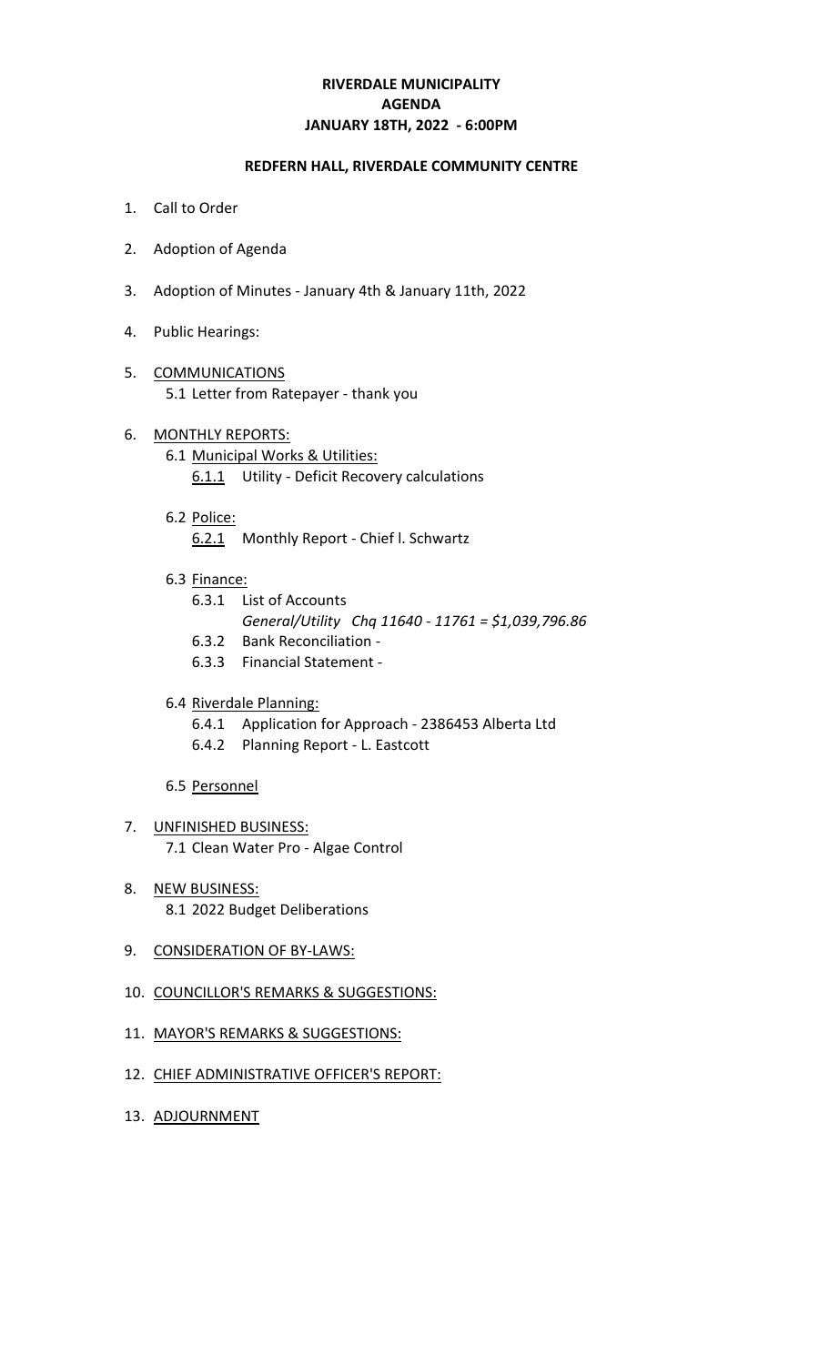# RIVERDALE MUNICIPALITY
# AGENDA
# JANUARY 18TH, 2022 - 6:00PM

## REDFERN HALL, RIVERDALE COMMUNITY CENTRE

1. Call to Order

2. Adoption of Agenda

3. Adoption of Minutes - January 4th & January 11th, 2022

4. Public Hearings:

5. COMMUNICATIONS
   - 5.1 Letter from Ratepayer - thank you

6. MONTHLY REPORTS:
   - 6.1 Municipal Works & Utilities:
     - 6.1.1 Utility - Deficit Recovery calculations
   - 6.2 Police:
     - 6.2.1 Monthly Report - Chief l. Schwartz
   - 6.3 Finance:
     - 6.3.1 List of Accounts  
       *General/Utility Chq 11640 - 11761 = $1,039,796.86*
     - 6.3.2 Bank Reconciliation -
     - 6.3.3 Financial Statement -
   - 6.4 Riverdale Planning:
     - 6.4.1 Application for Approach - 2386453 Alberta Ltd
     - 6.4.2 Planning Report - L. Eastcott
   - 6.5 Personnel

7. UNFINISHED BUSINESS:
   - 7.1 Clean Water Pro - Algae Control

8. NEW BUSINESS:
   - 8.1 2022 Budget Deliberations

9. CONSIDERATION OF BY-LAWS:

10. COUNCILLOR'S REMARKS & SUGGESTIONS:

11. MAYOR'S REMARKS & SUGGESTIONS:

12. CHIEF ADMINISTRATIVE OFFICER'S REPORT:

13. ADJOURNMENT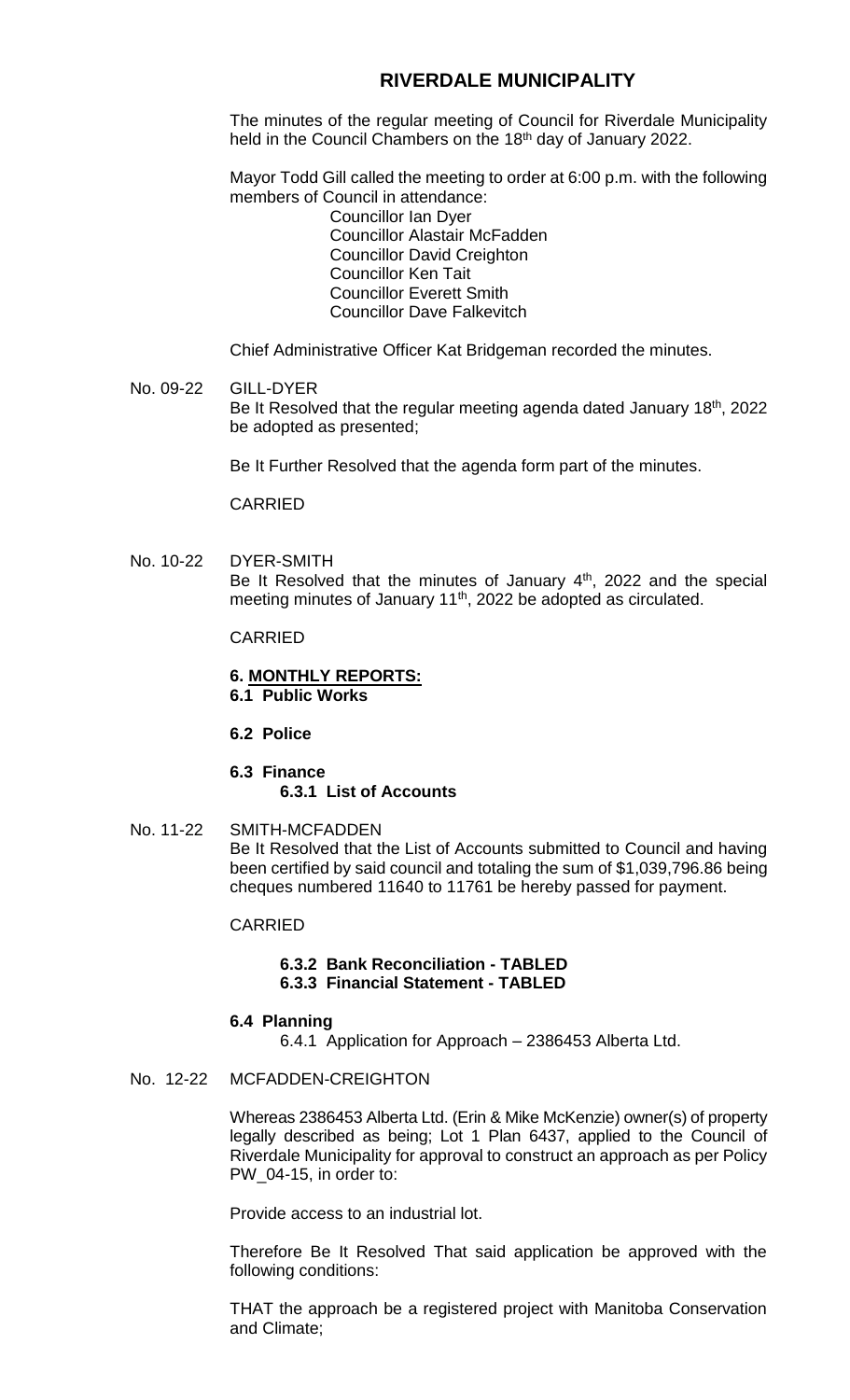# RIVERDALE MUNICIPALITY

The minutes of the regular meeting of Council for Riverdale Municipality held in the Council Chambers on the 18th day of January 2022.

Mayor Todd Gill called the meeting to order at 6:00 p.m. with the following members of Council in attendance:

Councillor Ian Dyer
Councillor Alastair McFadden
Councillor David Creighton
Councillor Ken Tait
Councillor Everett Smith
Councillor Dave Falkevitch

Chief Administrative Officer Kat Bridgeman recorded the minutes.

No. 09-22 GILL-DYER

Be It Resolved that the regular meeting agenda dated January 18th, 2022 be adopted as presented;

Be It Further Resolved that the agenda form part of the minutes.

CARRIED

No. 10-22 DYER-SMITH

Be It Resolved that the minutes of January 4th, 2022 and the special meeting minutes of January 11th, 2022 be adopted as circulated.

CARRIED

**6. MONTHLY REPORTS:**

**6.1 Public Works**

**6.2 Police**

**6.3 Finance**

**6.3.1 List of Accounts**

No. 11-22 SMITH-MCFADDEN

Be It Resolved that the List of Accounts submitted to Council and having been certified by said council and totaling the sum of $1,039,796.86 being cheques numbered 11640 to 11761 be hereby passed for payment.

CARRIED

**6.3.2 Bank Reconciliation - TABLED**

**6.3.3 Financial Statement - TABLED**

**6.4 Planning**

6.4.1 Application for Approach – 2386453 Alberta Ltd.

No. 12-22 MCFADDEN-CREIGHTON

Whereas 2386453 Alberta Ltd. (Erin & Mike McKenzie) owner(s) of property legally described as being; Lot 1 Plan 6437, applied to the Council of Riverdale Municipality for approval to construct an approach as per Policy PW_04-15, in order to:

Provide access to an industrial lot.

Therefore Be It Resolved That said application be approved with the following conditions:

THAT the approach be a registered project with Manitoba Conservation and Climate;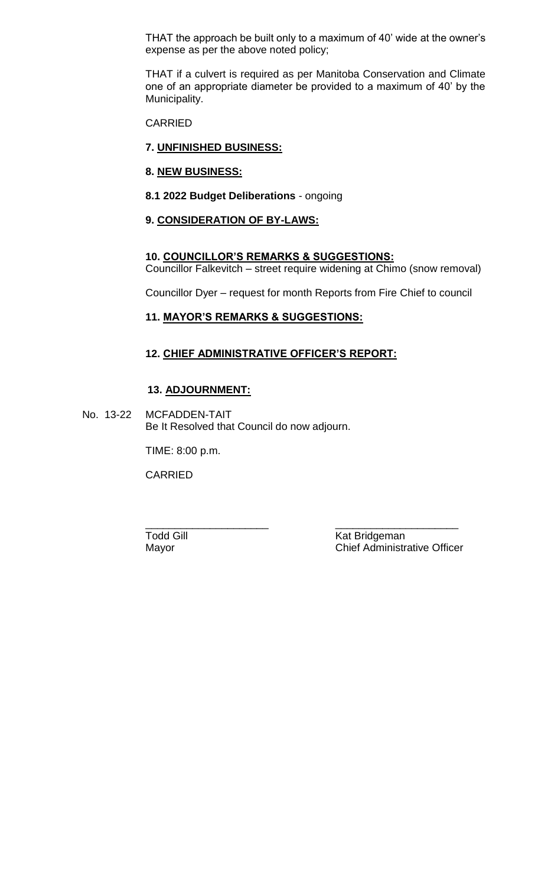THAT the approach be built only to a maximum of 40' wide at the owner's expense as per the above noted policy;

THAT if a culvert is required as per Manitoba Conservation and Climate one of an appropriate diameter be provided to a maximum of 40' by the Municipality.

CARRIED

**7. UNFINISHED BUSINESS:**

**8. NEW BUSINESS:**

**8.1 2022 Budget Deliberations** - ongoing

**9. CONSIDERATION OF BY-LAWS:**

**10. COUNCILLOR'S REMARKS & SUGGESTIONS:**

Councillor Falkevitch – street require widening at Chimo (snow removal)

Councillor Dyer – request for month Reports from Fire Chief to council

**11. MAYOR'S REMARKS & SUGGESTIONS:**

**12. CHIEF ADMINISTRATIVE OFFICER'S REPORT:**

**13. ADJOURNMENT:**

No. 13-22 MCFADDEN-TAIT
Be It Resolved that Council do now adjourn.

TIME: 8:00 p.m.

CARRIED

| | |
|---|---|
| _____________________ | _____________________ |
| Todd Gill | Kat Bridgeman |
| Mayor | Chief Administrative Officer |